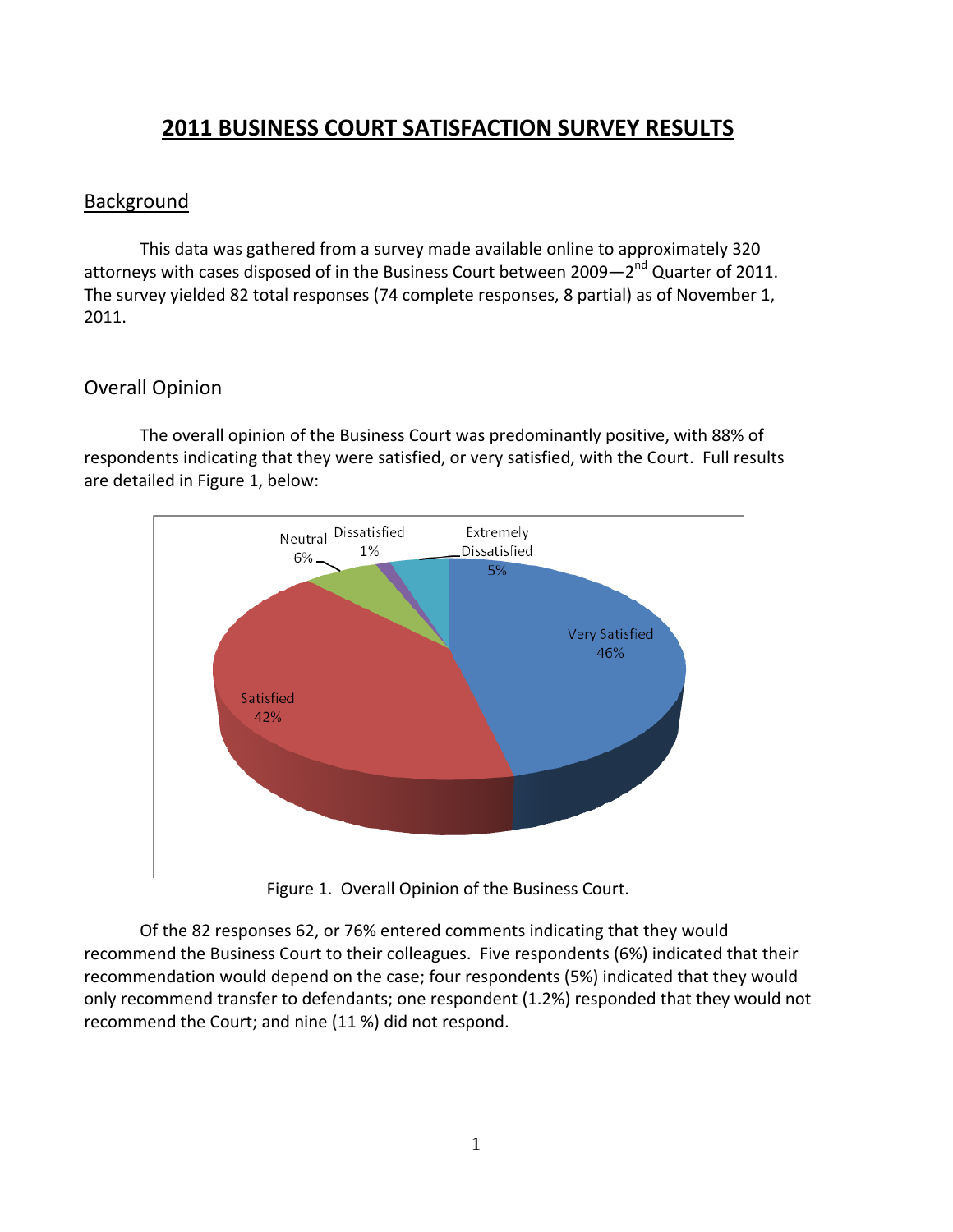# 2011 BUSINESS COURT SATISFACTION SURVEY RESULTS

## Background

This data was gathered from a survey made available online to approximately 320 attorneys with cases disposed of in the Business Court between 2009—2nd Quarter of 2011. The survey yielded 82 total responses (74 complete responses, 8 partial) as of November 1, 2011.

## Overall Opinion

The overall opinion of the Business Court was predominantly positive, with 88% of respondents indicating that they were satisfied, or very satisfied, with the Court. Full results are detailed in Figure 1, below:

Figure 1. Overall Opinion of the Business Court.

Of the 82 responses 62, or 76% entered comments indicating that they would recommend the Business Court to their colleagues. Five respondents (6%) indicated that their recommendation would depend on the case; four respondents (5%) indicated that they would only recommend transfer to defendants; one respondent (1.2%) responded that they would not recommend the Court; and nine (11 %) did not respond.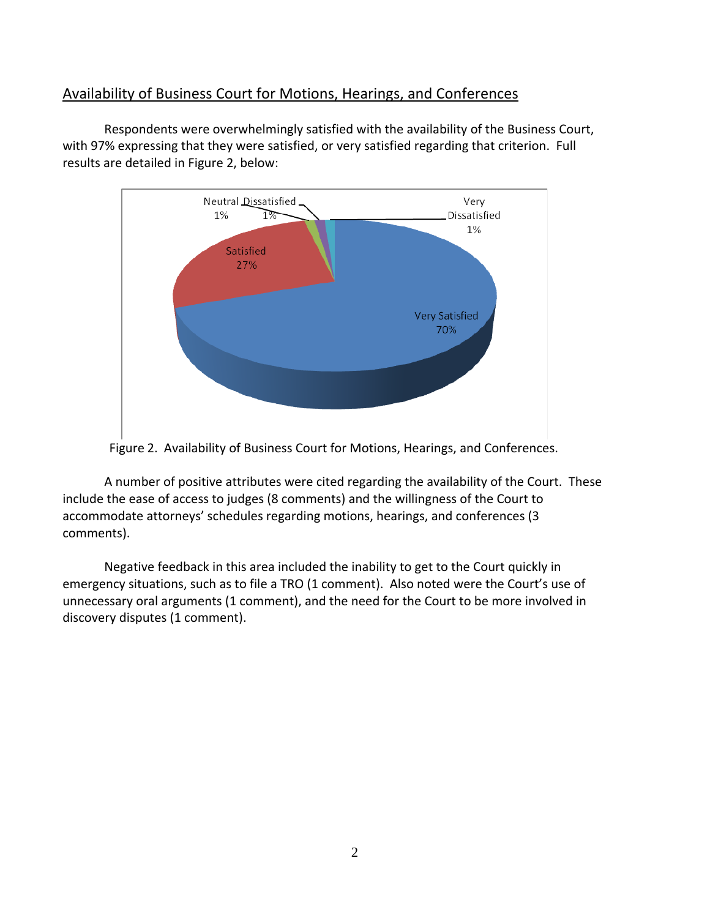## Availability of Business Court for Motions, Hearings, and Conferences

Respondents were overwhelmingly satisfied with the availability of the Business Court, with 97% expressing that they were satisfied, or very satisfied regarding that criterion. Full results are detailed in Figure 2, below:

Figure 2. Availability of Business Court for Motions, Hearings, and Conferences.

A number of positive attributes were cited regarding the availability of the Court. These include the ease of access to judges (8 comments) and the willingness of the Court to accommodate attorneys' schedules regarding motions, hearings, and conferences (3 comments).

Negative feedback in this area included the inability to get to the Court quickly in emergency situations, such as to file a TRO (1 comment). Also noted were the Court's use of unnecessary oral arguments (1 comment), and the need for the Court to be more involved in discovery disputes (1 comment).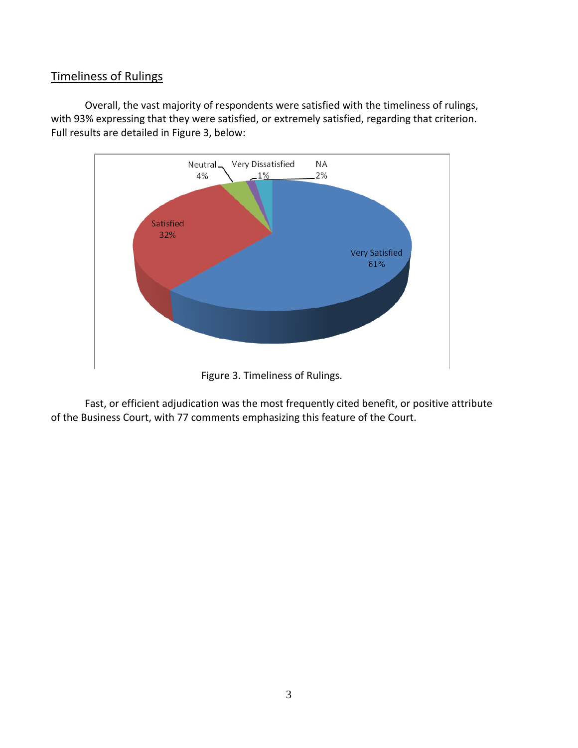## Timeliness of Rulings

Overall, the vast majority of respondents were satisfied with the timeliness of rulings, with 93% expressing that they were satisfied, or extremely satisfied, regarding that criterion. Full results are detailed in Figure 3, below:

Figure 3. Timeliness of Rulings.

Fast, or efficient adjudication was the most frequently cited benefit, or positive attribute of the Business Court, with 77 comments emphasizing this feature of the Court.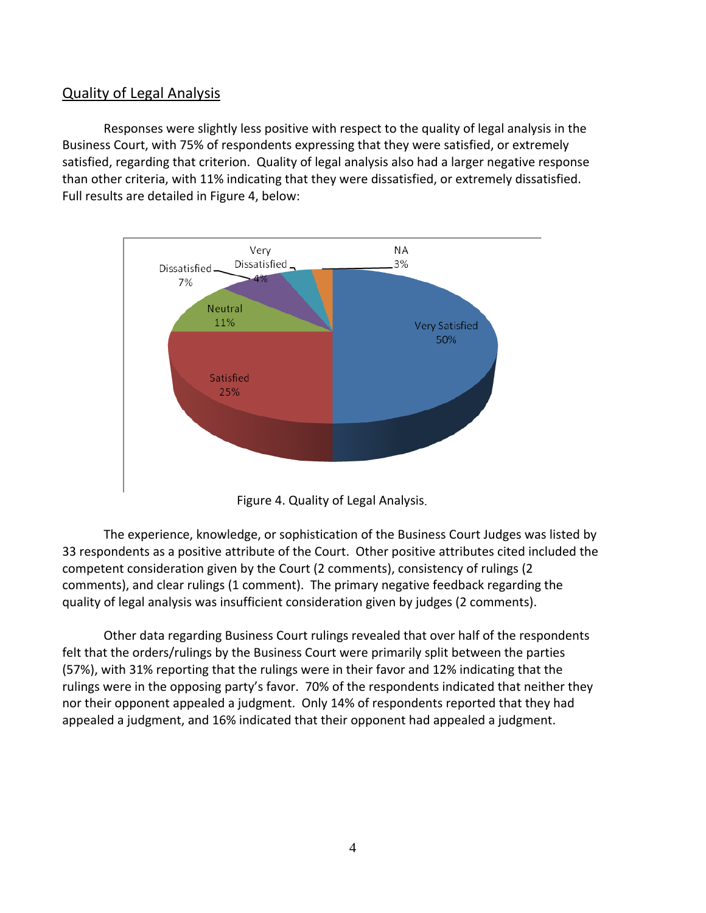## Quality of Legal Analysis

Responses were slightly less positive with respect to the quality of legal analysis in the Business Court, with 75% of respondents expressing that they were satisfied, or extremely satisfied, regarding that criterion. Quality of legal analysis also had a larger negative response than other criteria, with 11% indicating that they were dissatisfied, or extremely dissatisfied. Full results are detailed in Figure 4, below:

Figure 4. Quality of Legal Analysis.

The experience, knowledge, or sophistication of the Business Court Judges was listed by 33 respondents as a positive attribute of the Court. Other positive attributes cited included the competent consideration given by the Court (2 comments), consistency of rulings (2 comments), and clear rulings (1 comment). The primary negative feedback regarding the quality of legal analysis was insufficient consideration given by judges (2 comments).

Other data regarding Business Court rulings revealed that over half of the respondents felt that the orders/rulings by the Business Court were primarily split between the parties (57%), with 31% reporting that the rulings were in their favor and 12% indicating that the rulings were in the opposing party's favor. 70% of the respondents indicated that neither they nor their opponent appealed a judgment. Only 14% of respondents reported that they had appealed a judgment, and 16% indicated that their opponent had appealed a judgment.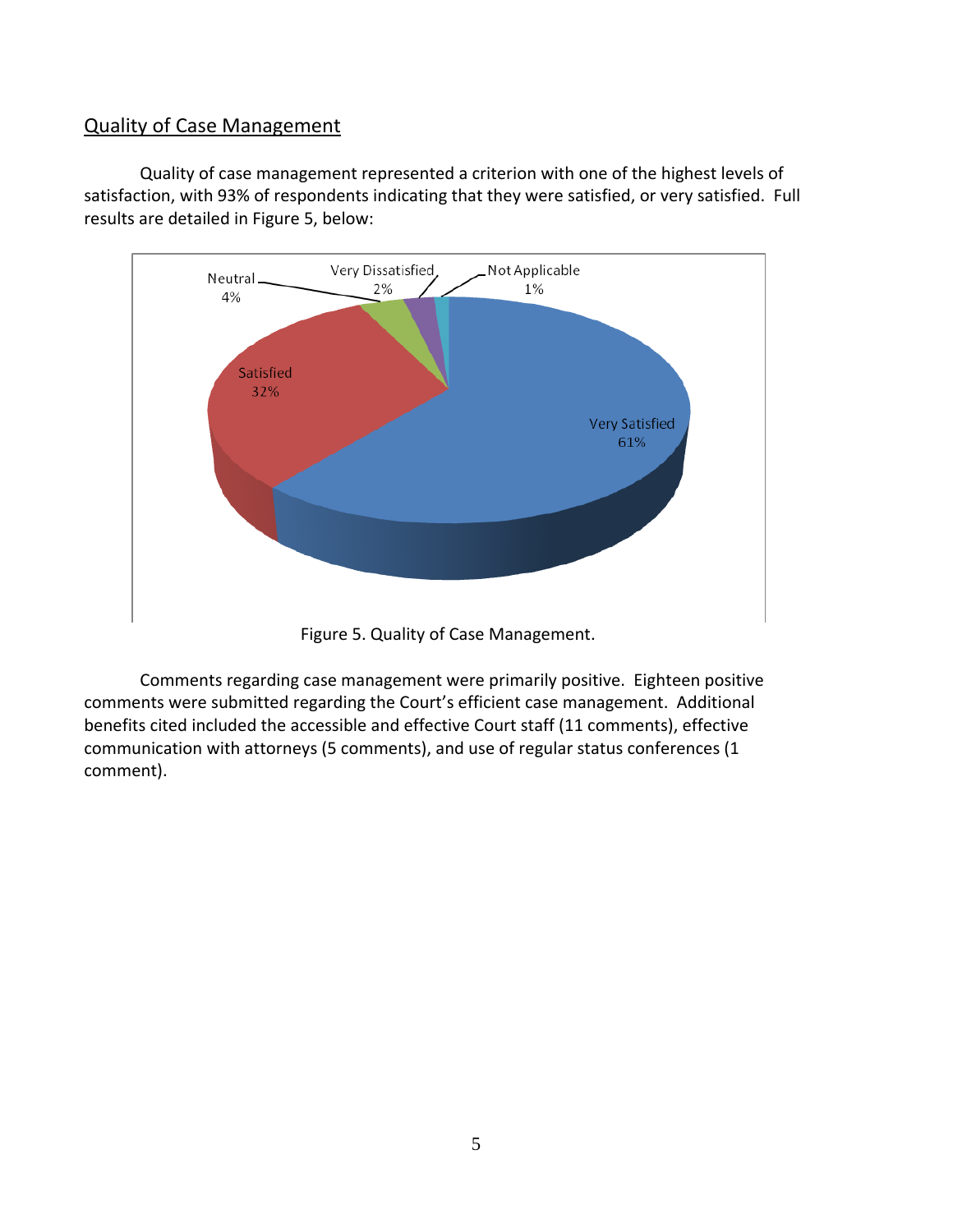## Quality of Case Management

Quality of case management represented a criterion with one of the highest levels of satisfaction, with 93% of respondents indicating that they were satisfied, or very satisfied. Full results are detailed in Figure 5, below:

Figure 5. Quality of Case Management.

Comments regarding case management were primarily positive. Eighteen positive comments were submitted regarding the Court's efficient case management. Additional benefits cited included the accessible and effective Court staff (11 comments), effective communication with attorneys (5 comments), and use of regular status conferences (1 comment).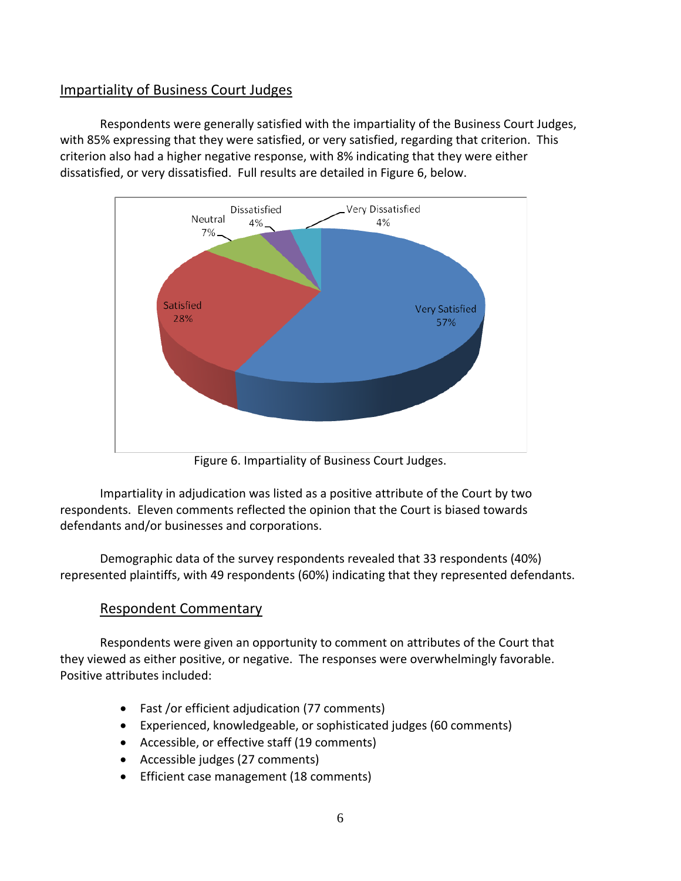## Impartiality of Business Court Judges

Respondents were generally satisfied with the impartiality of the Business Court Judges, with 85% expressing that they were satisfied, or very satisfied, regarding that criterion. This criterion also had a higher negative response, with 8% indicating that they were either dissatisfied, or very dissatisfied. Full results are detailed in Figure 6, below.

Figure 6. Impartiality of Business Court Judges.

Impartiality in adjudication was listed as a positive attribute of the Court by two respondents. Eleven comments reflected the opinion that the Court is biased towards defendants and/or businesses and corporations.

Demographic data of the survey respondents revealed that 33 respondents (40%) represented plaintiffs, with 49 respondents (60%) indicating that they represented defendants.

### Respondent Commentary

Respondents were given an opportunity to comment on attributes of the Court that they viewed as either positive, or negative. The responses were overwhelmingly favorable. Positive attributes included:

- Fast /or efficient adjudication (77 comments)
- Experienced, knowledgeable, or sophisticated judges (60 comments)
- Accessible, or effective staff (19 comments)
- Accessible judges (27 comments)
- Efficient case management (18 comments)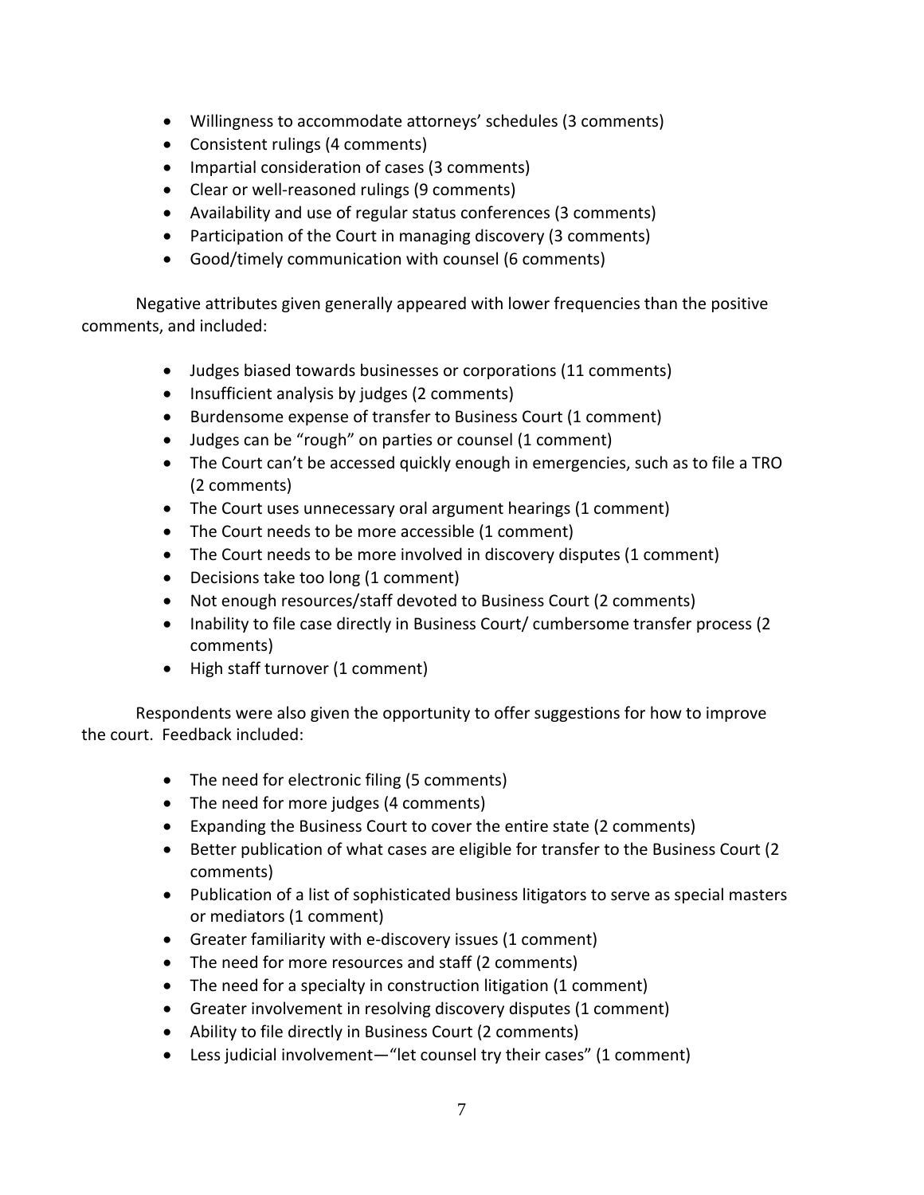- Willingness to accommodate attorneys' schedules (3 comments)
- Consistent rulings (4 comments)
- Impartial consideration of cases (3 comments)
- Clear or well-reasoned rulings (9 comments)
- Availability and use of regular status conferences (3 comments)
- Participation of the Court in managing discovery (3 comments)
- Good/timely communication with counsel (6 comments)

Negative attributes given generally appeared with lower frequencies than the positive comments, and included:

- Judges biased towards businesses or corporations (11 comments)
- Insufficient analysis by judges (2 comments)
- Burdensome expense of transfer to Business Court (1 comment)
- Judges can be "rough" on parties or counsel (1 comment)
- The Court can't be accessed quickly enough in emergencies, such as to file a TRO (2 comments)
- The Court uses unnecessary oral argument hearings (1 comment)
- The Court needs to be more accessible (1 comment)
- The Court needs to be more involved in discovery disputes (1 comment)
- Decisions take too long (1 comment)
- Not enough resources/staff devoted to Business Court (2 comments)
- Inability to file case directly in Business Court/ cumbersome transfer process (2 comments)
- High staff turnover (1 comment)

Respondents were also given the opportunity to offer suggestions for how to improve the court. Feedback included:

- The need for electronic filing (5 comments)
- The need for more judges (4 comments)
- Expanding the Business Court to cover the entire state (2 comments)
- Better publication of what cases are eligible for transfer to the Business Court (2 comments)
- Publication of a list of sophisticated business litigators to serve as special masters or mediators (1 comment)
- Greater familiarity with e-discovery issues (1 comment)
- The need for more resources and staff (2 comments)
- The need for a specialty in construction litigation (1 comment)
- Greater involvement in resolving discovery disputes (1 comment)
- Ability to file directly in Business Court (2 comments)
- Less judicial involvement—"let counsel try their cases" (1 comment)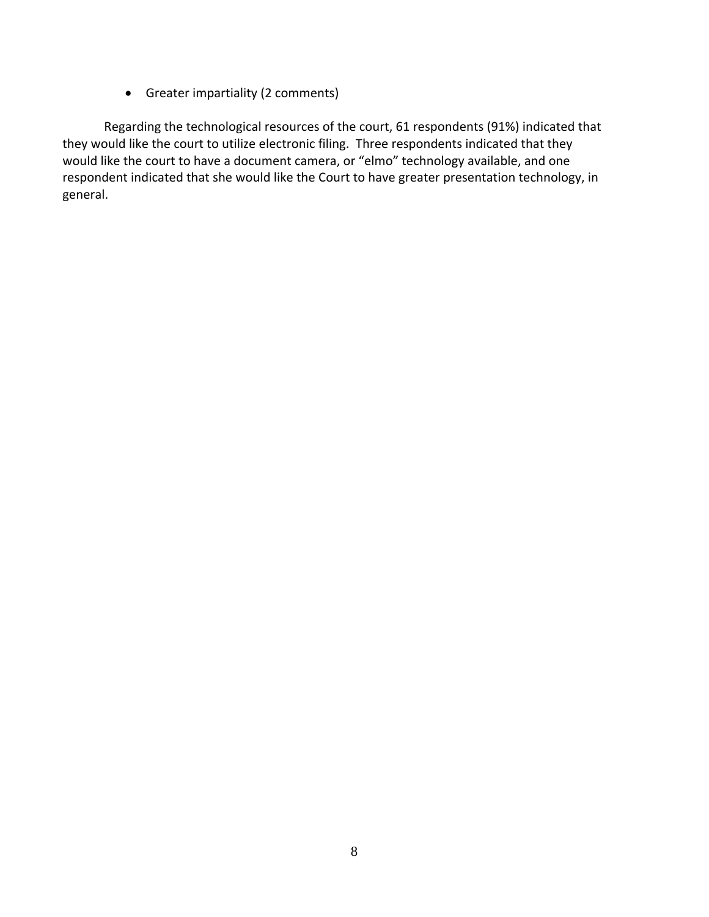- Greater impartiality (2 comments)

Regarding the technological resources of the court, 61 respondents (91%) indicated that they would like the court to utilize electronic filing. Three respondents indicated that they would like the court to have a document camera, or "elmo" technology available, and one respondent indicated that she would like the Court to have greater presentation technology, in general.